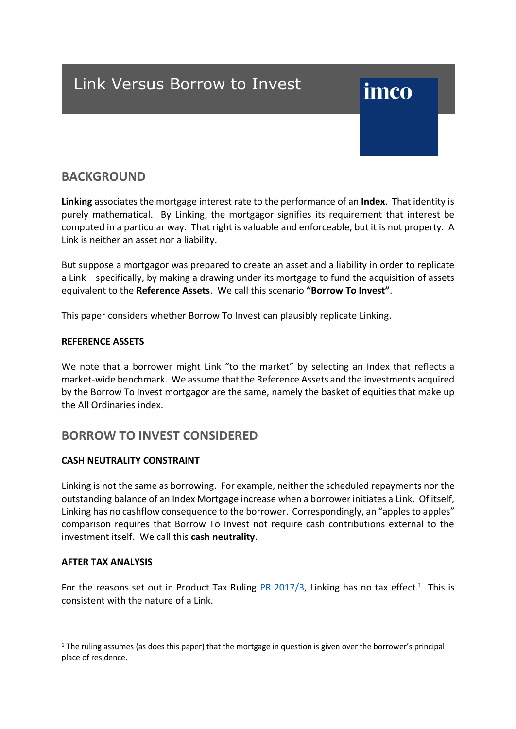# Link Versus Borrow to Invest

imco

## BACKGROUND

**Linking** associates the mortgage interest rate to the performance of an **Index**. That identity is purely mathematical. By Linking, the mortgagor signifies its requirement that interest be computed in a particular way. That right is valuable and enforceable, but it is not property. A Link is neither an asset nor a liability.

But suppose a mortgagor was prepared to create an asset and a liability in order to replicate a Link – specifically, by making a drawing under its mortgage to fund the acquisition of assets equivalent to the **Reference Assets**. We call this scenario **"Borrow To Invest"**.

This paper considers whether Borrow To Invest can plausibly replicate Linking.

### REFERENCE ASSETS

We note that a borrower might Link "to the market" by selecting an Index that reflects a market-wide benchmark. We assume that the Reference Assets and the investments acquired by the Borrow To Invest mortgagor are the same, namely the basket of equities that make up the All Ordinaries index.

## BORROW TO INVEST CONSIDERED

### CASH NEUTRALITY CONSTRAINT

Linking is not the same as borrowing. For example, neither the scheduled repayments nor the outstanding balance of an Index Mortgage increase when a borrower initiates a Link. Of itself, Linking has no cashflow consequence to the borrower. Correspondingly, an "apples to apples" comparison requires that Borrow To Invest not require cash contributions external to the investment itself. We call this **cash neutrality**.

### AFTER TAX ANALYSIS

For the reasons set out in Product Tax Ruling PR 2017/3, Linking has no tax effect.[1] This is consistent with the nature of a Link.

---

[1] The ruling assumes (as does this paper) that the mortgage in question is given over the borrower's principal place of residence.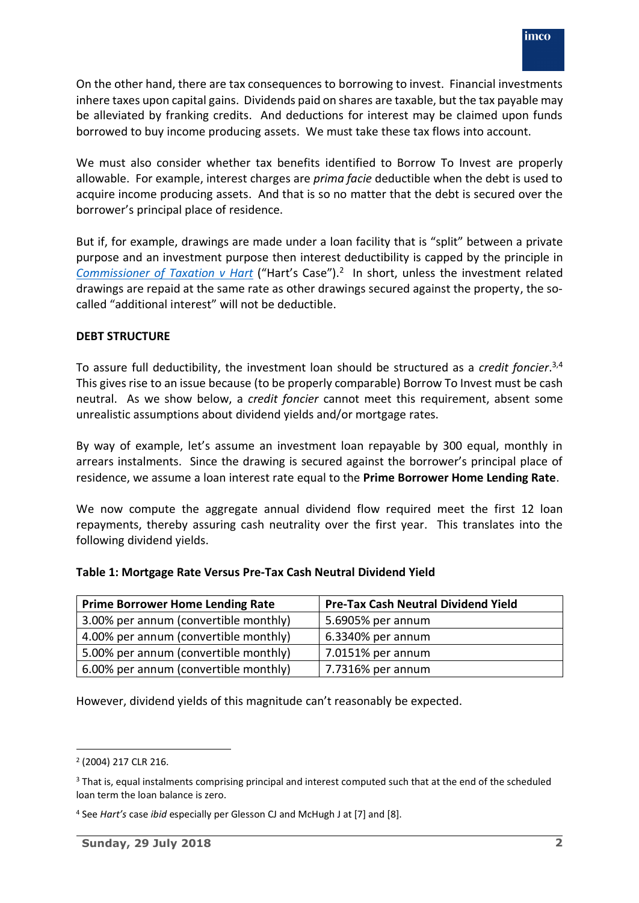On the other hand, there are tax consequences to borrowing to invest. Financial investments inhere taxes upon capital gains. Dividends paid on shares are taxable, but the tax payable may be alleviated by franking credits. And deductions for interest may be claimed upon funds borrowed to buy income producing assets. We must take these tax flows into account.

We must also consider whether tax benefits identified to Borrow To Invest are properly allowable. For example, interest charges are *prima facie* deductible when the debt is used to acquire income producing assets. And that is so no matter that the debt is secured over the borrower's principal place of residence.

But if, for example, drawings are made under a loan facility that is "split" between a private purpose and an investment purpose then interest deductibility is capped by the principle in *Commissioner of Taxation v Hart* ("Hart's Case").[2] In short, unless the investment related drawings are repaid at the same rate as other drawings secured against the property, the so-called "additional interest" will not be deductible.

**DEBT STRUCTURE**

To assure full deductibility, the investment loan should be structured as a *credit foncier*.[3,4] This gives rise to an issue because (to be properly comparable) Borrow To Invest must be cash neutral. As we show below, a *credit foncier* cannot meet this requirement, absent some unrealistic assumptions about dividend yields and/or mortgage rates.

By way of example, let's assume an investment loan repayable by 300 equal, monthly in arrears instalments. Since the drawing is secured against the borrower's principal place of residence, we assume a loan interest rate equal to the **Prime Borrower Home Lending Rate**.

We now compute the aggregate annual dividend flow required meet the first 12 loan repayments, thereby assuring cash neutrality over the first year. This translates into the following dividend yields.

**Table 1: Mortgage Rate Versus Pre-Tax Cash Neutral Dividend Yield**

| Prime Borrower Home Lending Rate | Pre-Tax Cash Neutral Dividend Yield |
|---|---|
| 3.00% per annum (convertible monthly) | 5.6905% per annum |
| 4.00% per annum (convertible monthly) | 6.3340% per annum |
| 5.00% per annum (convertible monthly) | 7.0151% per annum |
| 6.00% per annum (convertible monthly) | 7.7316% per annum |

However, dividend yields of this magnitude can't reasonably be expected.

---

[2] (2004) 217 CLR 216.

[3] That is, equal instalments comprising principal and interest computed such that at the end of the scheduled loan term the loan balance is zero.

[4] See *Hart's* case *ibid* especially per Glesson CJ and McHugh J at [7] and [8].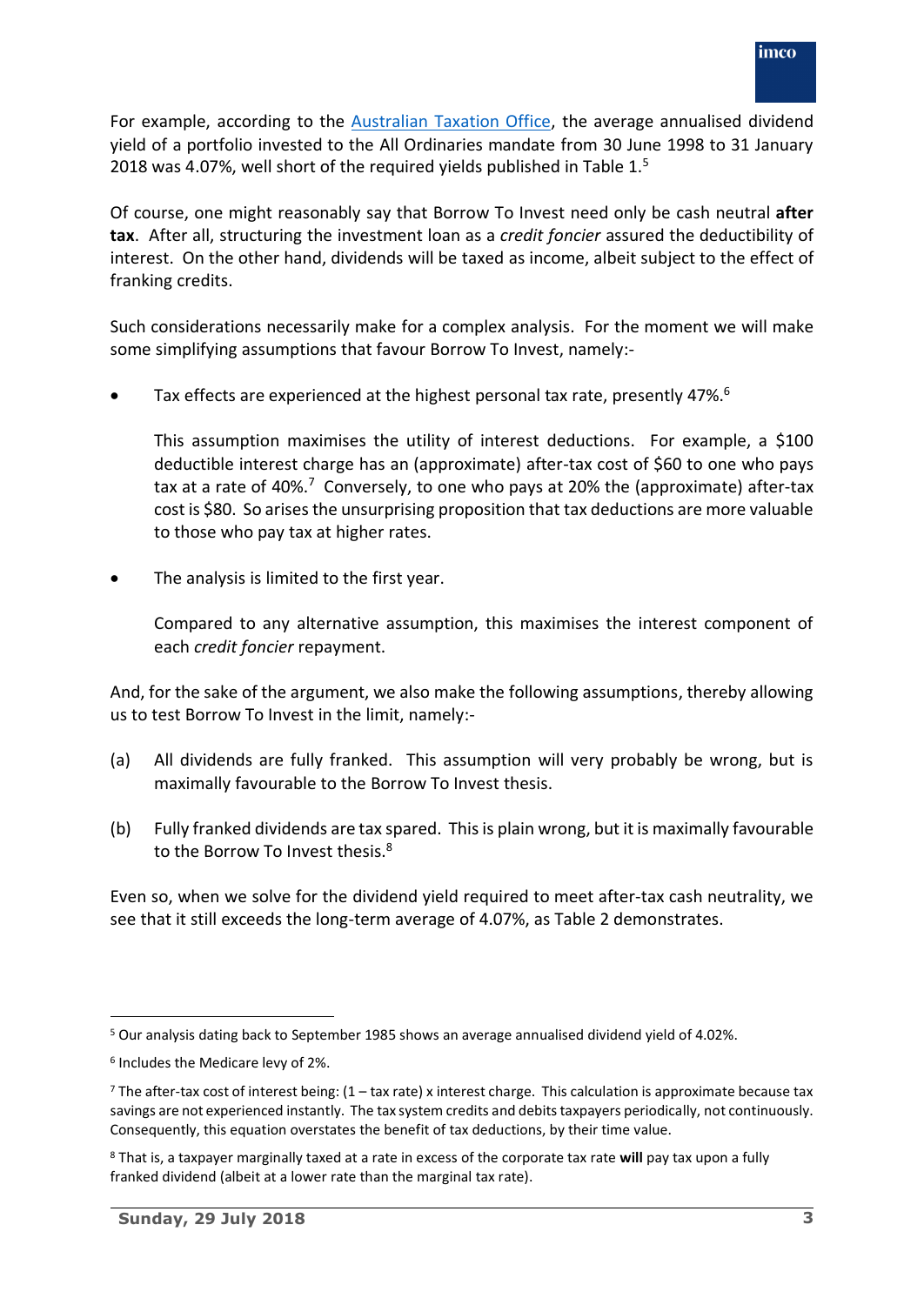For example, according to the Australian Taxation Office, the average annualised dividend yield of a portfolio invested to the All Ordinaries mandate from 30 June 1998 to 31 January 2018 was 4.07%, well short of the required yields published in Table 1.[5]

Of course, one might reasonably say that Borrow To Invest need only be cash neutral **after tax**. After all, structuring the investment loan as a *credit foncier* assured the deductibility of interest. On the other hand, dividends will be taxed as income, albeit subject to the effect of franking credits.

Such considerations necessarily make for a complex analysis. For the moment we will make some simplifying assumptions that favour Borrow To Invest, namely:-

- Tax effects are experienced at the highest personal tax rate, presently 47%.[6]

  This assumption maximises the utility of interest deductions. For example, a $100 deductible interest charge has an (approximate) after-tax cost of $60 to one who pays tax at a rate of 40%.[7] Conversely, to one who pays at 20% the (approximate) after-tax cost is $80. So arises the unsurprising proposition that tax deductions are more valuable to those who pay tax at higher rates.

- The analysis is limited to the first year.

  Compared to any alternative assumption, this maximises the interest component of each *credit foncier* repayment.

And, for the sake of the argument, we also make the following assumptions, thereby allowing us to test Borrow To Invest in the limit, namely:-

(a) All dividends are fully franked. This assumption will very probably be wrong, but is maximally favourable to the Borrow To Invest thesis.

(b) Fully franked dividends are tax spared. This is plain wrong, but it is maximally favourable to the Borrow To Invest thesis.[8]

Even so, when we solve for the dividend yield required to meet after-tax cash neutrality, we see that it still exceeds the long-term average of 4.07%, as Table 2 demonstrates.

---

[5] Our analysis dating back to September 1985 shows an average annualised dividend yield of 4.02%.

[6] Includes the Medicare levy of 2%.

[7] The after-tax cost of interest being: (1 – tax rate) x interest charge. This calculation is approximate because tax savings are not experienced instantly. The tax system credits and debits taxpayers periodically, not continuously. Consequently, this equation overstates the benefit of tax deductions, by their time value.

[8] That is, a taxpayer marginally taxed at a rate in excess of the corporate tax rate **will** pay tax upon a fully franked dividend (albeit at a lower rate than the marginal tax rate).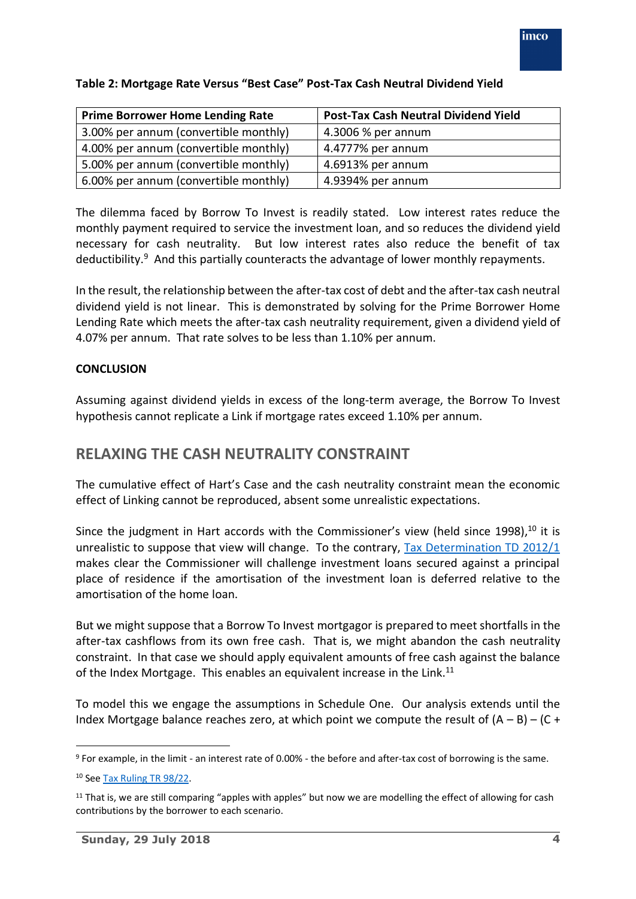**Table 2: Mortgage Rate Versus "Best Case" Post-Tax Cash Neutral Dividend Yield**

| Prime Borrower Home Lending Rate | Post-Tax Cash Neutral Dividend Yield |
|---|---|
| 3.00% per annum (convertible monthly) | 4.3006 % per annum |
| 4.00% per annum (convertible monthly) | 4.4777% per annum |
| 5.00% per annum (convertible monthly) | 4.6913% per annum |
| 6.00% per annum (convertible monthly) | 4.9394% per annum |

The dilemma faced by Borrow To Invest is readily stated. Low interest rates reduce the monthly payment required to service the investment loan, and so reduces the dividend yield necessary for cash neutrality. But low interest rates also reduce the benefit of tax deductibility.[9] And this partially counteracts the advantage of lower monthly repayments.

In the result, the relationship between the after-tax cost of debt and the after-tax cash neutral dividend yield is not linear. This is demonstrated by solving for the Prime Borrower Home Lending Rate which meets the after-tax cash neutrality requirement, given a dividend yield of 4.07% per annum. That rate solves to be less than 1.10% per annum.

**CONCLUSION**

Assuming against dividend yields in excess of the long-term average, the Borrow To Invest hypothesis cannot replicate a Link if mortgage rates exceed 1.10% per annum.

## RELAXING THE CASH NEUTRALITY CONSTRAINT

The cumulative effect of Hart's Case and the cash neutrality constraint mean the economic effect of Linking cannot be reproduced, absent some unrealistic expectations.

Since the judgment in Hart accords with the Commissioner's view (held since 1998),[10] it is unrealistic to suppose that view will change. To the contrary, Tax Determination TD 2012/1 makes clear the Commissioner will challenge investment loans secured against a principal place of residence if the amortisation of the investment loan is deferred relative to the amortisation of the home loan.

But we might suppose that a Borrow To Invest mortgagor is prepared to meet shortfalls in the after-tax cashflows from its own free cash. That is, we might abandon the cash neutrality constraint. In that case we should apply equivalent amounts of free cash against the balance of the Index Mortgage. This enables an equivalent increase in the Link.[11]

To model this we engage the assumptions in Schedule One. Our analysis extends until the Index Mortgage balance reaches zero, at which point we compute the result of (A – B) – (C +

[9] For example, in the limit - an interest rate of 0.00% - the before and after-tax cost of borrowing is the same.

[10] See Tax Ruling TR 98/22.

[11] That is, we are still comparing "apples with apples" but now we are modelling the effect of allowing for cash contributions by the borrower to each scenario.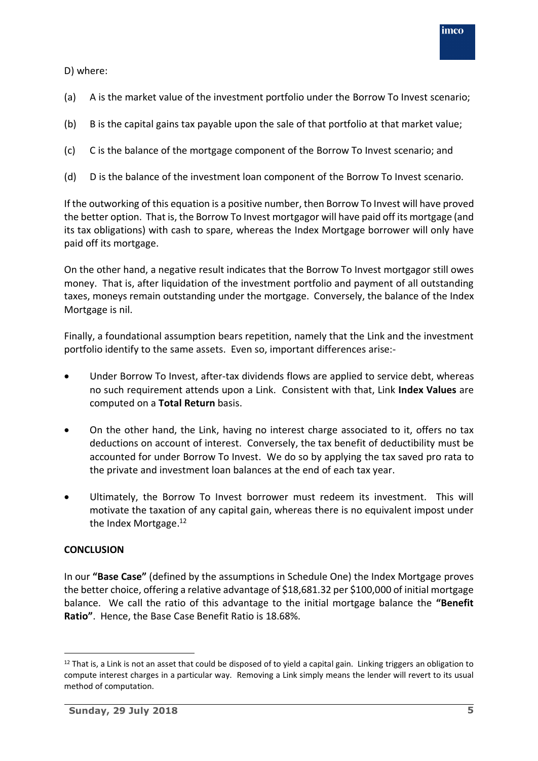D) where:

(a) A is the market value of the investment portfolio under the Borrow To Invest scenario;

(b) B is the capital gains tax payable upon the sale of that portfolio at that market value;

(c) C is the balance of the mortgage component of the Borrow To Invest scenario; and

(d) D is the balance of the investment loan component of the Borrow To Invest scenario.

If the outworking of this equation is a positive number, then Borrow To Invest will have proved the better option. That is, the Borrow To Invest mortgagor will have paid off its mortgage (and its tax obligations) with cash to spare, whereas the Index Mortgage borrower will only have paid off its mortgage.

On the other hand, a negative result indicates that the Borrow To Invest mortgagor still owes money. That is, after liquidation of the investment portfolio and payment of all outstanding taxes, moneys remain outstanding under the mortgage. Conversely, the balance of the Index Mortgage is nil.

Finally, a foundational assumption bears repetition, namely that the Link and the investment portfolio identify to the same assets. Even so, important differences arise:-

- Under Borrow To Invest, after-tax dividends flows are applied to service debt, whereas no such requirement attends upon a Link. Consistent with that, Link **Index Values** are computed on a **Total Return** basis.
- On the other hand, the Link, having no interest charge associated to it, offers no tax deductions on account of interest. Conversely, the tax benefit of deductibility must be accounted for under Borrow To Invest. We do so by applying the tax saved pro rata to the private and investment loan balances at the end of each tax year.
- Ultimately, the Borrow To Invest borrower must redeem its investment. This will motivate the taxation of any capital gain, whereas there is no equivalent impost under the Index Mortgage.[12]

## CONCLUSION

In our **"Base Case"** (defined by the assumptions in Schedule One) the Index Mortgage proves the better choice, offering a relative advantage of $18,681.32 per $100,000 of initial mortgage balance. We call the ratio of this advantage to the initial mortgage balance the **"Benefit Ratio"**. Hence, the Base Case Benefit Ratio is 18.68%.

[12] That is, a Link is not an asset that could be disposed of to yield a capital gain. Linking triggers an obligation to compute interest charges in a particular way. Removing a Link simply means the lender will revert to its usual method of computation.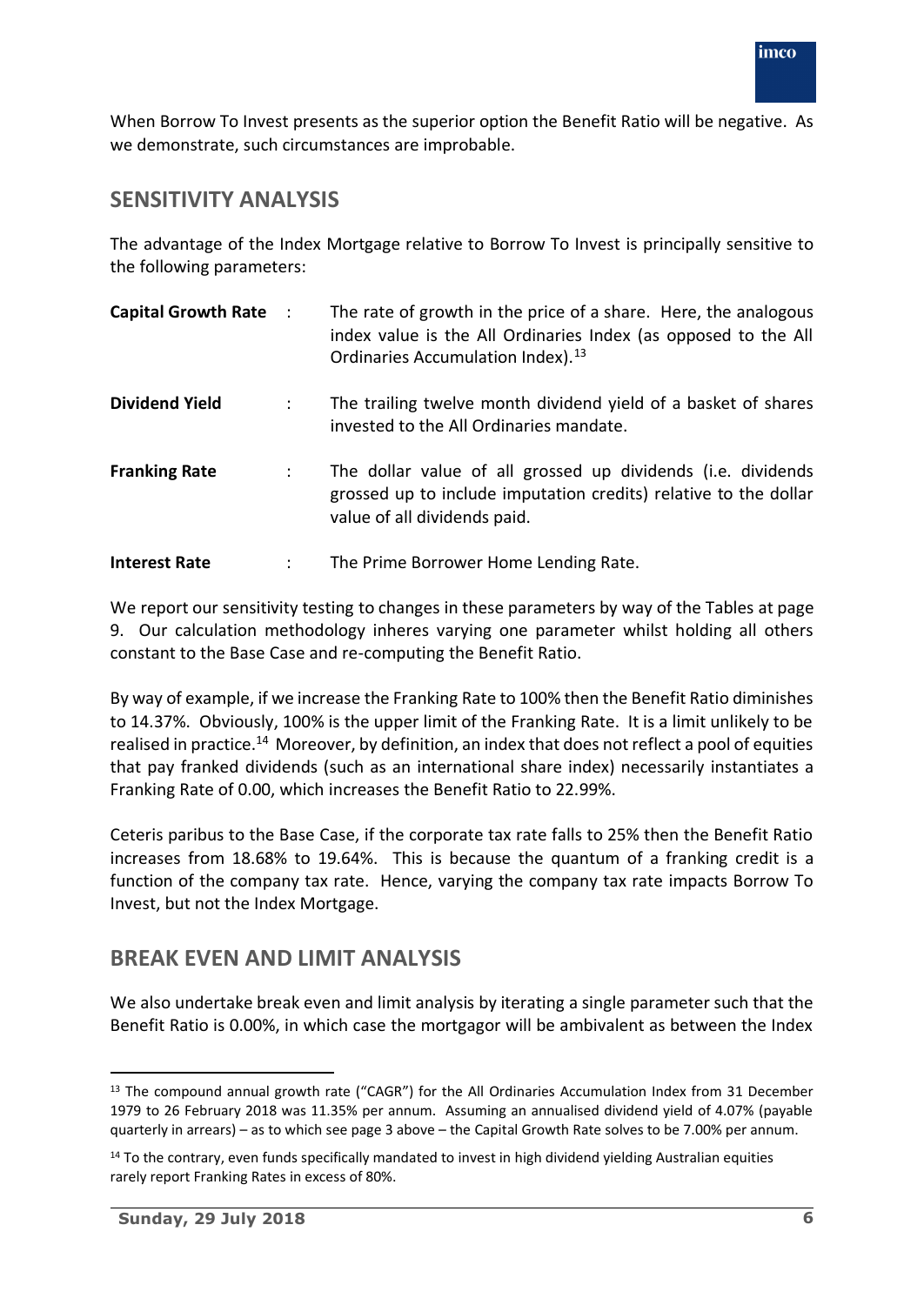When Borrow To Invest presents as the superior option the Benefit Ratio will be negative. As we demonstrate, such circumstances are improbable.

## SENSITIVITY ANALYSIS

The advantage of the Index Mortgage relative to Borrow To Invest is principally sensitive to the following parameters:

**Capital Growth Rate** : The rate of growth in the price of a share. Here, the analogous index value is the All Ordinaries Index (as opposed to the All Ordinaries Accumulation Index).[13]

**Dividend Yield** : The trailing twelve month dividend yield of a basket of shares invested to the All Ordinaries mandate.

**Franking Rate** : The dollar value of all grossed up dividends (i.e. dividends grossed up to include imputation credits) relative to the dollar value of all dividends paid.

**Interest Rate** : The Prime Borrower Home Lending Rate.

We report our sensitivity testing to changes in these parameters by way of the Tables at page 9. Our calculation methodology inheres varying one parameter whilst holding all others constant to the Base Case and re-computing the Benefit Ratio.

By way of example, if we increase the Franking Rate to 100% then the Benefit Ratio diminishes to 14.37%. Obviously, 100% is the upper limit of the Franking Rate. It is a limit unlikely to be realised in practice.[14] Moreover, by definition, an index that does not reflect a pool of equities that pay franked dividends (such as an international share index) necessarily instantiates a Franking Rate of 0.00, which increases the Benefit Ratio to 22.99%.

Ceteris paribus to the Base Case, if the corporate tax rate falls to 25% then the Benefit Ratio increases from 18.68% to 19.64%. This is because the quantum of a franking credit is a function of the company tax rate. Hence, varying the company tax rate impacts Borrow To Invest, but not the Index Mortgage.

## BREAK EVEN AND LIMIT ANALYSIS

We also undertake break even and limit analysis by iterating a single parameter such that the Benefit Ratio is 0.00%, in which case the mortgagor will be ambivalent as between the Index

---

[13] The compound annual growth rate ("CAGR") for the All Ordinaries Accumulation Index from 31 December 1979 to 26 February 2018 was 11.35% per annum. Assuming an annualised dividend yield of 4.07% (payable quarterly in arrears) – as to which see page 3 above – the Capital Growth Rate solves to be 7.00% per annum.

[14] To the contrary, even funds specifically mandated to invest in high dividend yielding Australian equities rarely report Franking Rates in excess of 80%.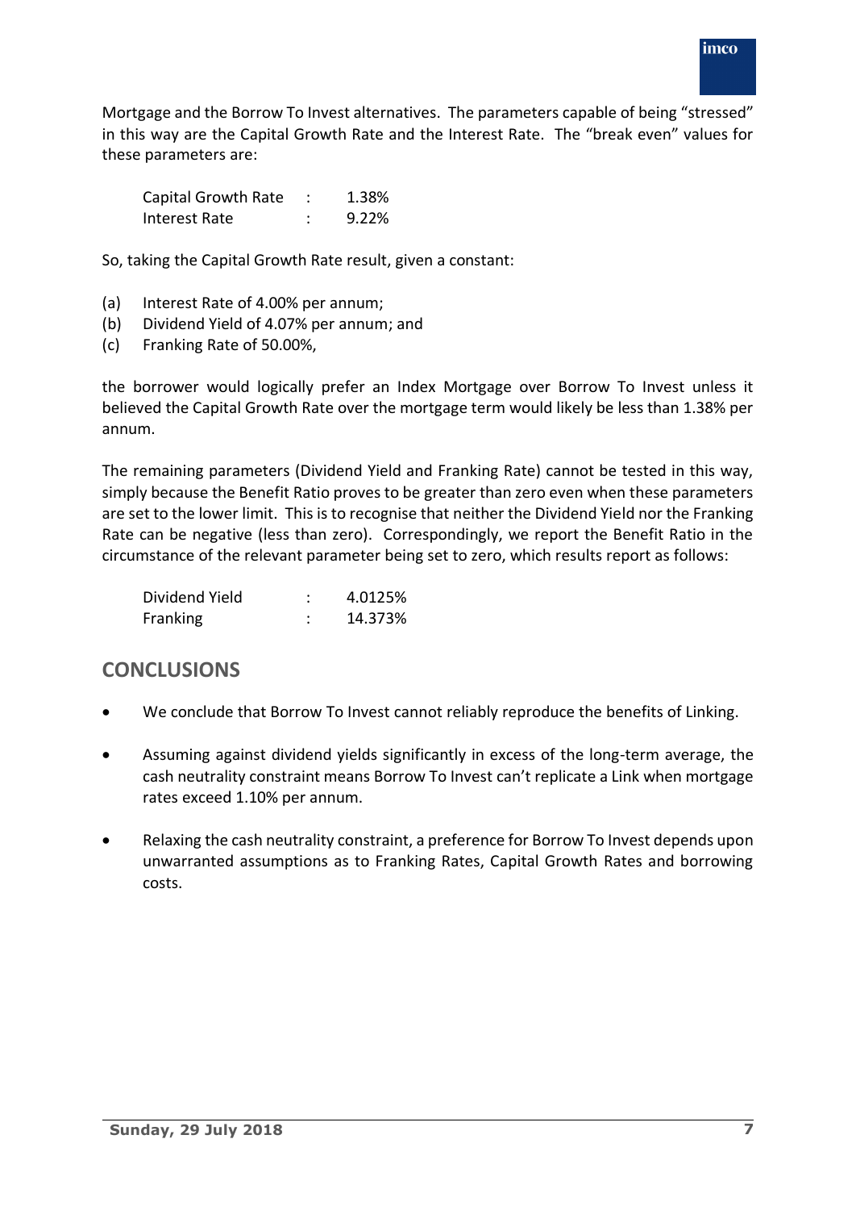Mortgage and the Borrow To Invest alternatives. The parameters capable of being "stressed" in this way are the Capital Growth Rate and the Interest Rate. The "break even" values for these parameters are:

| | | |
|---|---|---|
| Capital Growth Rate | : | 1.38% |
| Interest Rate | : | 9.22% |

So, taking the Capital Growth Rate result, given a constant:

(a) Interest Rate of 4.00% per annum;
(b) Dividend Yield of 4.07% per annum; and
(c) Franking Rate of 50.00%,

the borrower would logically prefer an Index Mortgage over Borrow To Invest unless it believed the Capital Growth Rate over the mortgage term would likely be less than 1.38% per annum.

The remaining parameters (Dividend Yield and Franking Rate) cannot be tested in this way, simply because the Benefit Ratio proves to be greater than zero even when these parameters are set to the lower limit. This is to recognise that neither the Dividend Yield nor the Franking Rate can be negative (less than zero). Correspondingly, we report the Benefit Ratio in the circumstance of the relevant parameter being set to zero, which results report as follows:

| | | |
|---|---|---|
| Dividend Yield | : | 4.0125% |
| Franking | : | 14.373% |

## CONCLUSIONS

- We conclude that Borrow To Invest cannot reliably reproduce the benefits of Linking.
- Assuming against dividend yields significantly in excess of the long-term average, the cash neutrality constraint means Borrow To Invest can't replicate a Link when mortgage rates exceed 1.10% per annum.
- Relaxing the cash neutrality constraint, a preference for Borrow To Invest depends upon unwarranted assumptions as to Franking Rates, Capital Growth Rates and borrowing costs.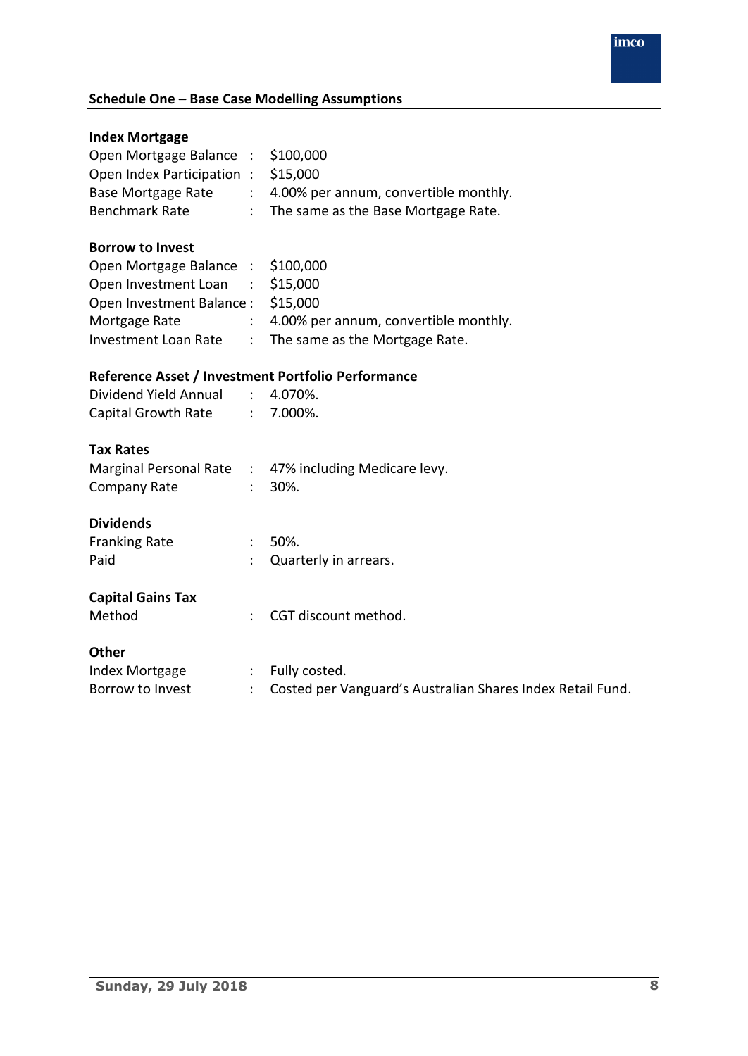## Schedule One – Base Case Modelling Assumptions

### Index Mortgage

| | | |
|---|---|---|
| Open Mortgage Balance | : | \$100,000 |
| Open Index Participation | : | \$15,000 |
| Base Mortgage Rate | : | 4.00% per annum, convertible monthly. |
| Benchmark Rate | : | The same as the Base Mortgage Rate. |

### Borrow to Invest

| | | |
|---|---|---|
| Open Mortgage Balance | : | \$100,000 |
| Open Investment Loan | : | \$15,000 |
| Open Investment Balance | : | \$15,000 |
| Mortgage Rate | : | 4.00% per annum, convertible monthly. |
| Investment Loan Rate | : | The same as the Mortgage Rate. |

### Reference Asset / Investment Portfolio Performance

| | | |
|---|---|---|
| Dividend Yield Annual | : | 4.070%. |
| Capital Growth Rate | : | 7.000%. |

### Tax Rates

| | | |
|---|---|---|
| Marginal Personal Rate | : | 47% including Medicare levy. |
| Company Rate | : | 30%. |

### Dividends

| | | |
|---|---|---|
| Franking Rate | : | 50%. |
| Paid | : | Quarterly in arrears. |

### Capital Gains Tax

| | | |
|---|---|---|
| Method | : | CGT discount method. |

### Other

| | | |
|---|---|---|
| Index Mortgage | : | Fully costed. |
| Borrow to Invest | : | Costed per Vanguard's Australian Shares Index Retail Fund. |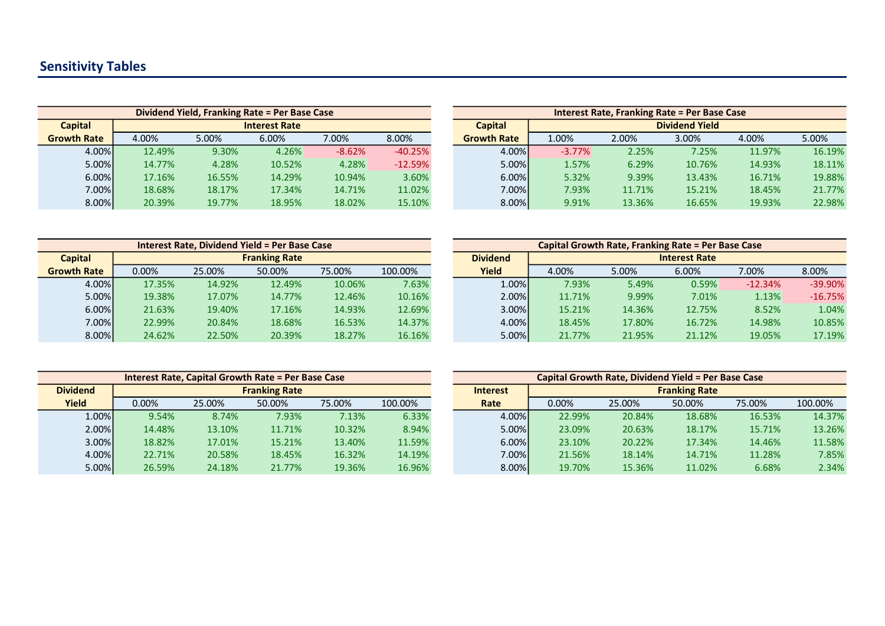## Sensitivity Tables

| Dividend Yield, Franking Rate = Per Base Case | | | | | |
|---|---|---|---|---|---|
| Capital | Interest Rate | | | | |
| Growth Rate | 4.00% | 5.00% | 6.00% | 7.00% | 8.00% |
| 4.00% | 12.49% | 9.30% | 4.26% | -8.62% | -40.25% |
| 5.00% | 14.77% | 4.28% | 10.52% | 4.28% | -12.59% |
| 6.00% | 17.16% | 16.55% | 14.29% | 10.94% | 3.60% |
| 7.00% | 18.68% | 18.17% | 17.34% | 14.71% | 11.02% |
| 8.00% | 20.39% | 19.77% | 18.95% | 18.02% | 15.10% |

| Interest Rate, Franking Rate = Per Base Case | | | | | |
|---|---|---|---|---|---|
| Capital | Dividend Yield | | | | |
| Growth Rate | 1.00% | 2.00% | 3.00% | 4.00% | 5.00% |
| 4.00% | -3.77% | 2.25% | 7.25% | 11.97% | 16.19% |
| 5.00% | 1.57% | 6.29% | 10.76% | 14.93% | 18.11% |
| 6.00% | 5.32% | 9.39% | 13.43% | 16.71% | 19.88% |
| 7.00% | 7.93% | 11.71% | 15.21% | 18.45% | 21.77% |
| 8.00% | 9.91% | 13.36% | 16.65% | 19.93% | 22.98% |

| Interest Rate, Dividend Yield = Per Base Case | | | | | |
|---|---|---|---|---|---|
| Capital | Franking Rate | | | | |
| Growth Rate | 0.00% | 25.00% | 50.00% | 75.00% | 100.00% |
| 4.00% | 17.35% | 14.92% | 12.49% | 10.06% | 7.63% |
| 5.00% | 19.38% | 17.07% | 14.77% | 12.46% | 10.16% |
| 6.00% | 21.63% | 19.40% | 17.16% | 14.93% | 12.69% |
| 7.00% | 22.99% | 20.84% | 18.68% | 16.53% | 14.37% |
| 8.00% | 24.62% | 22.50% | 20.39% | 18.27% | 16.16% |

| Capital Growth Rate, Franking Rate = Per Base Case | | | | | |
|---|---|---|---|---|---|
| Dividend | Interest Rate | | | | |
| Yield | 4.00% | 5.00% | 6.00% | 7.00% | 8.00% |
| 1.00% | 7.93% | 5.49% | 0.59% | -12.34% | -39.90% |
| 2.00% | 11.71% | 9.99% | 7.01% | 1.13% | -16.75% |
| 3.00% | 15.21% | 14.36% | 12.75% | 8.52% | 1.04% |
| 4.00% | 18.45% | 17.80% | 16.72% | 14.98% | 10.85% |
| 5.00% | 21.77% | 21.95% | 21.12% | 19.05% | 17.19% |

| Interest Rate, Capital Growth Rate = Per Base Case | | | | | |
|---|---|---|---|---|---|
| Dividend | Franking Rate | | | | |
| Yield | 0.00% | 25.00% | 50.00% | 75.00% | 100.00% |
| 1.00% | 9.54% | 8.74% | 7.93% | 7.13% | 6.33% |
| 2.00% | 14.48% | 13.10% | 11.71% | 10.32% | 8.94% |
| 3.00% | 18.82% | 17.01% | 15.21% | 13.40% | 11.59% |
| 4.00% | 22.71% | 20.58% | 18.45% | 16.32% | 14.19% |
| 5.00% | 26.59% | 24.18% | 21.77% | 19.36% | 16.96% |

| Capital Growth Rate, Dividend Yield = Per Base Case | | | | | |
|---|---|---|---|---|---|
| Interest | Franking Rate | | | | |
| Rate | 0.00% | 25.00% | 50.00% | 75.00% | 100.00% |
| 4.00% | 22.99% | 20.84% | 18.68% | 16.53% | 14.37% |
| 5.00% | 23.09% | 20.63% | 18.17% | 15.71% | 13.26% |
| 6.00% | 23.10% | 20.22% | 17.34% | 14.46% | 11.58% |
| 7.00% | 21.56% | 18.14% | 14.71% | 11.28% | 7.85% |
| 8.00% | 19.70% | 15.36% | 11.02% | 6.68% | 2.34% |